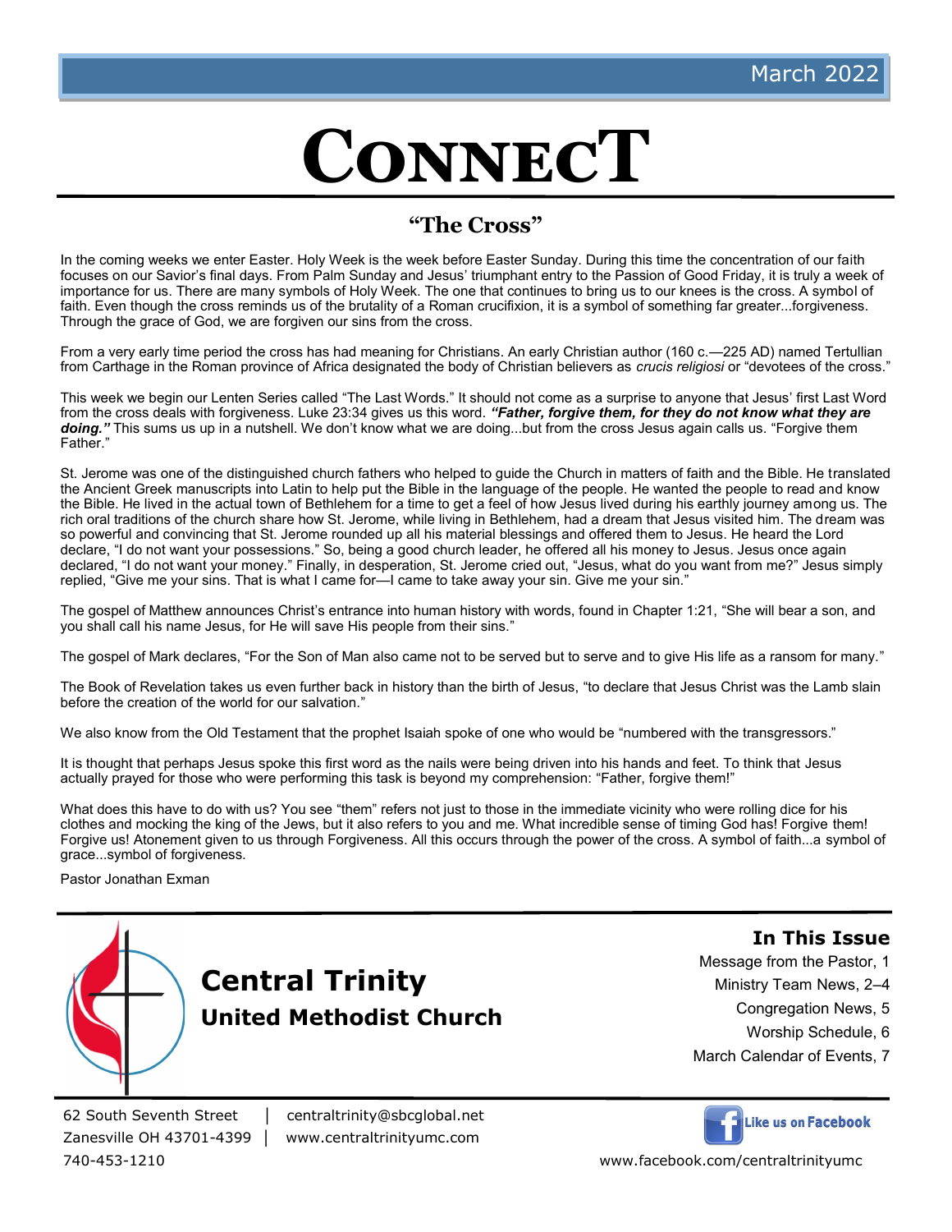March 2022

# CONNECT

## "The Cross"

In the coming weeks we enter Easter. Holy Week is the week before Easter Sunday. During this time the concentration of our faith focuses on our Savior's final days. From Palm Sunday and Jesus' triumphant entry to the Passion of Good Friday, it is truly a week of importance for us. There are many symbols of Holy Week. The one that continues to bring us to our knees is the cross. A symbol of faith. Even though the cross reminds us of the brutality of a Roman crucifixion, it is a symbol of something far greater...forgiveness. Through the grace of God, we are forgiven our sins from the cross.

From a very early time period the cross has had meaning for Christians. An early Christian author (160 c.—225 AD) named Tertullian from Carthage in the Roman province of Africa designated the body of Christian believers as *crucis religiosi* or "devotees of the cross."

This week we begin our Lenten Series called "The Last Words." It should not come as a surprise to anyone that Jesus' first Last Word from the cross deals with forgiveness. Luke 23:34 gives us this word. ***"Father, forgive them, for they do not know what they are doing."*** This sums us up in a nutshell. We don't know what we are doing...but from the cross Jesus again calls us. "Forgive them Father."

St. Jerome was one of the distinguished church fathers who helped to guide the Church in matters of faith and the Bible. He translated the Ancient Greek manuscripts into Latin to help put the Bible in the language of the people. He wanted the people to read and know the Bible. He lived in the actual town of Bethlehem for a time to get a feel of how Jesus lived during his earthly journey among us. The rich oral traditions of the church share how St. Jerome, while living in Bethlehem, had a dream that Jesus visited him. The dream was so powerful and convincing that St. Jerome rounded up all his material blessings and offered them to Jesus. He heard the Lord declare, "I do not want your possessions." So, being a good church leader, he offered all his money to Jesus. Jesus once again declared, "I do not want your money." Finally, in desperation, St. Jerome cried out, "Jesus, what do you want from me?" Jesus simply replied, "Give me your sins. That is what I came for—I came to take away your sin. Give me your sin."

The gospel of Matthew announces Christ's entrance into human history with words, found in Chapter 1:21, "She will bear a son, and you shall call his name Jesus, for He will save His people from their sins."

The gospel of Mark declares, "For the Son of Man also came not to be served but to serve and to give His life as a ransom for many."

The Book of Revelation takes us even further back in history than the birth of Jesus, "to declare that Jesus Christ was the Lamb slain before the creation of the world for our salvation."

We also know from the Old Testament that the prophet Isaiah spoke of one who would be "numbered with the transgressors."

It is thought that perhaps Jesus spoke this first word as the nails were being driven into his hands and feet. To think that Jesus actually prayed for those who were performing this task is beyond my comprehension: "Father, forgive them!"

What does this have to do with us? You see "them" refers not just to those in the immediate vicinity who were rolling dice for his clothes and mocking the king of the Jews, but it also refers to you and me. What incredible sense of timing God has! Forgive them! Forgive us! Atonement given to us through Forgiveness. All this occurs through the power of the cross. A symbol of faith...a symbol of grace...symbol of forgiveness.

Pastor Jonathan Exman

**Central Trinity**
**United Methodist Church**

### In This Issue

- Message from the Pastor, 1
- Ministry Team News, 2–4
- Congregation News, 5
- Worship Schedule, 6
- March Calendar of Events, 7

62 South Seventh Street | centraltrinity@sbcglobal.net
Zanesville OH 43701-4399 | www.centraltrinityumc.com
740-453-1210

Like us on Facebook
www.facebook.com/centraltrinityumc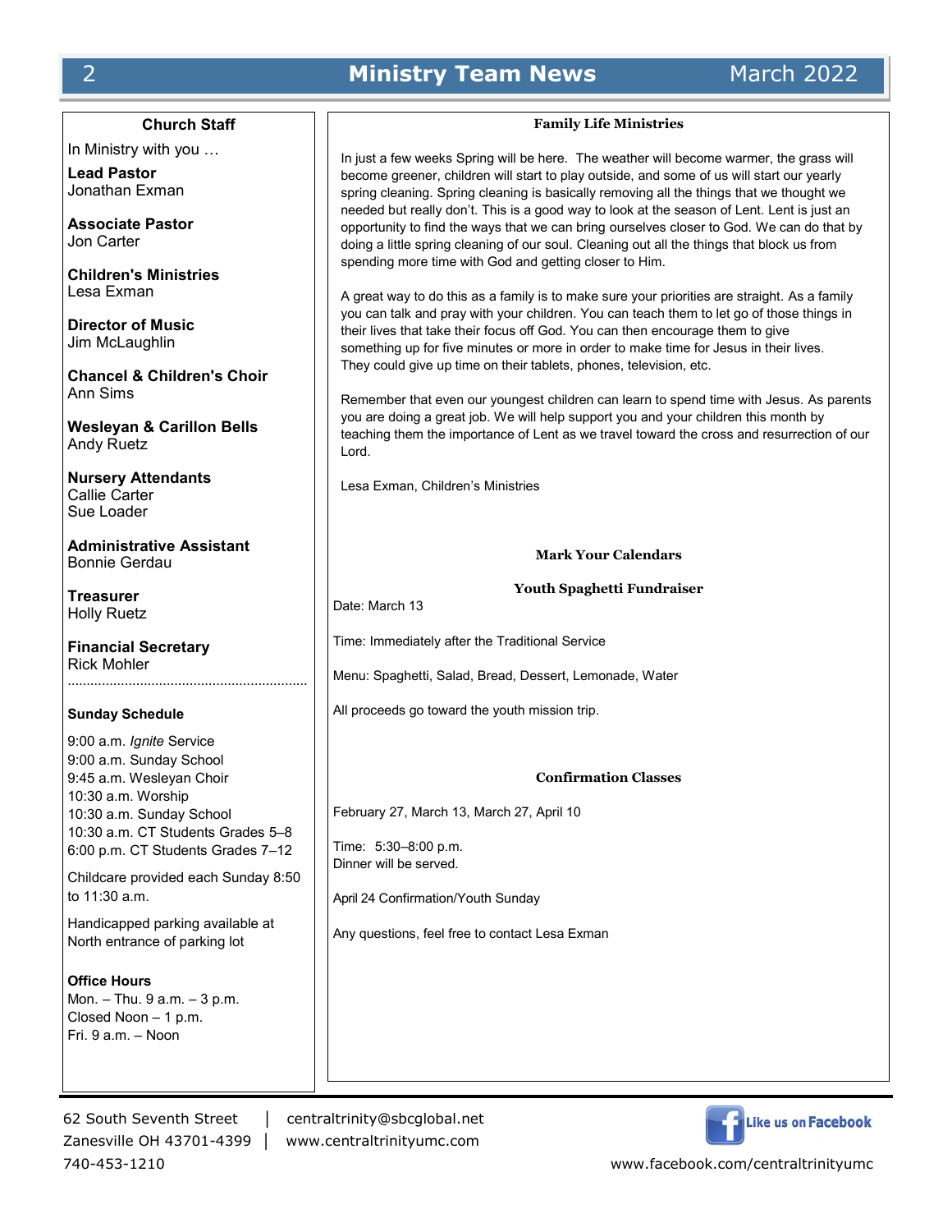## Church Staff

In Ministry with you …

**Lead Pastor**
Jonathan Exman

**Associate Pastor**
Jon Carter

**Children's Ministries**
Lesa Exman

**Director of Music**
Jim McLaughlin

**Chancel & Children's Choir**
Ann Sims

**Wesleyan & Carillon Bells**
Andy Ruetz

**Nursery Attendants**
Callie Carter
Sue Loader

**Administrative Assistant**
Bonnie Gerdau

**Treasurer**
Holly Ruetz

**Financial Secretary**
Rick Mohler

### Sunday Schedule

9:00 a.m. *Ignite* Service
9:00 a.m. Sunday School
9:45 a.m. Wesleyan Choir
10:30 a.m. Worship
10:30 a.m. Sunday School
10:30 a.m. CT Students Grades 5–8
6:00 p.m. CT Students Grades 7–12

Childcare provided each Sunday 8:50 to 11:30 a.m.

Handicapped parking available at North entrance of parking lot

### Office Hours

Mon. – Thu. 9 a.m. – 3 p.m.
Closed Noon – 1 p.m.
Fri. 9 a.m. – Noon

## Family Life Ministries

In just a few weeks Spring will be here. The weather will become warmer, the grass will become greener, children will start to play outside, and some of us will start our yearly spring cleaning. Spring cleaning is basically removing all the things that we thought we needed but really don't. This is a good way to look at the season of Lent. Lent is just an opportunity to find the ways that we can bring ourselves closer to God. We can do that by doing a little spring cleaning of our soul. Cleaning out all the things that block us from spending more time with God and getting closer to Him.

A great way to do this as a family is to make sure your priorities are straight. As a family you can talk and pray with your children. You can teach them to let go of those things in their lives that take their focus off God. You can then encourage them to give something up for five minutes or more in order to make time for Jesus in their lives. They could give up time on their tablets, phones, television, etc.

Remember that even our youngest children can learn to spend time with Jesus. As parents you are doing a great job. We will help support you and your children this month by teaching them the importance of Lent as we travel toward the cross and resurrection of our Lord.

Lesa Exman, Children's Ministries

## Mark Your Calendars

### Youth Spaghetti Fundraiser

Date: March 13

Time: Immediately after the Traditional Service

Menu: Spaghetti, Salad, Bread, Dessert, Lemonade, Water

All proceeds go toward the youth mission trip.

### Confirmation Classes

February 27, March 13, March 27, April 10

Time: 5:30–8:00 p.m.
Dinner will be served.

April 24 Confirmation/Youth Sunday

Any questions, feel free to contact Lesa Exman

62 South Seventh Street | centraltrinity@sbcglobal.net
Zanesville OH 43701-4399 | www.centraltrinityumc.com
740-453-1210

Like us on Facebook
www.facebook.com/centraltrinityumc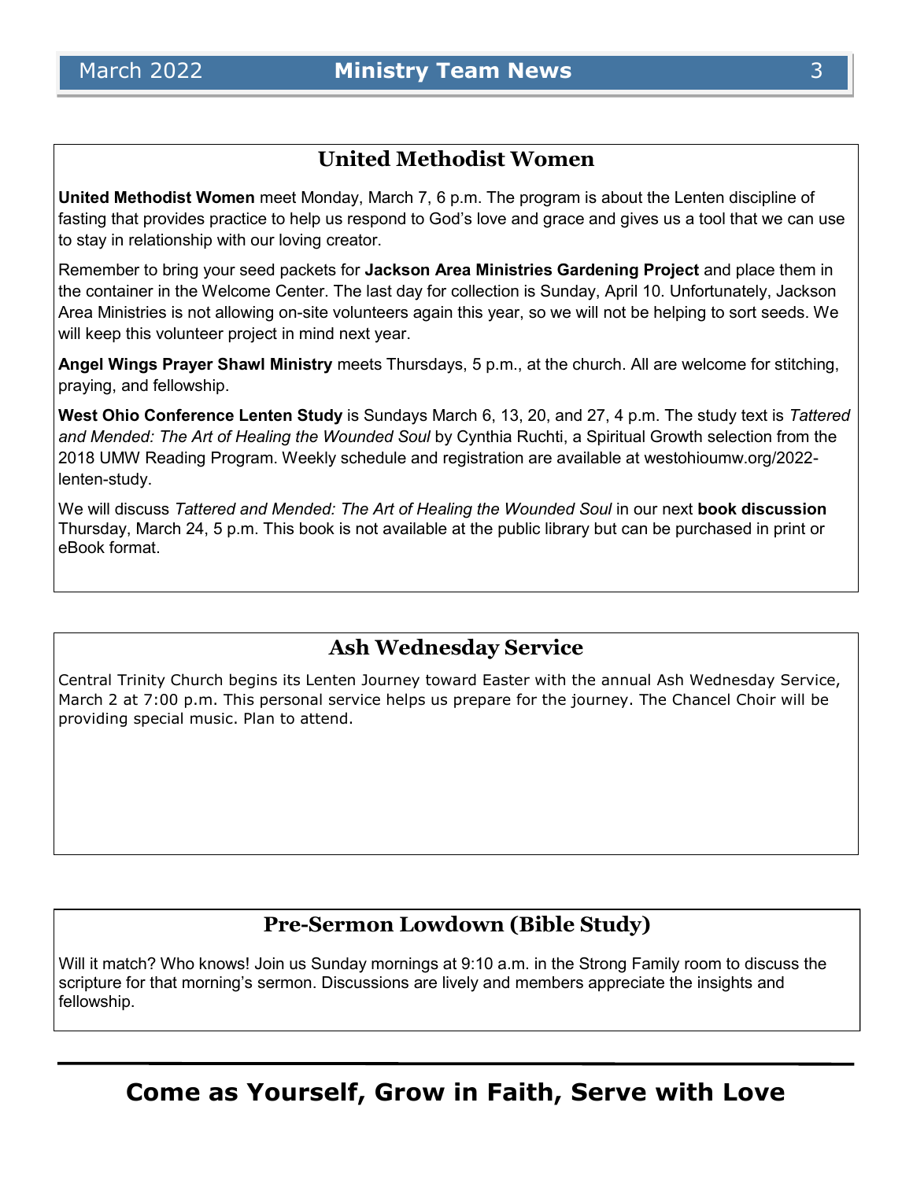## United Methodist Women

**United Methodist Women** meet Monday, March 7, 6 p.m. The program is about the Lenten discipline of fasting that provides practice to help us respond to God's love and grace and gives us a tool that we can use to stay in relationship with our loving creator.

Remember to bring your seed packets for **Jackson Area Ministries Gardening Project** and place them in the container in the Welcome Center. The last day for collection is Sunday, April 10. Unfortunately, Jackson Area Ministries is not allowing on-site volunteers again this year, so we will not be helping to sort seeds. We will keep this volunteer project in mind next year.

**Angel Wings Prayer Shawl Ministry** meets Thursdays, 5 p.m., at the church. All are welcome for stitching, praying, and fellowship.

**West Ohio Conference Lenten Study** is Sundays March 6, 13, 20, and 27, 4 p.m. The study text is *Tattered and Mended: The Art of Healing the Wounded Soul* by Cynthia Ruchti, a Spiritual Growth selection from the 2018 UMW Reading Program. Weekly schedule and registration are available at westohioumw.org/2022-lenten-study.

We will discuss *Tattered and Mended: The Art of Healing the Wounded Soul* in our next **book discussion** Thursday, March 24, 5 p.m. This book is not available at the public library but can be purchased in print or eBook format.

## Ash Wednesday Service

Central Trinity Church begins its Lenten Journey toward Easter with the annual Ash Wednesday Service, March 2 at 7:00 p.m. This personal service helps us prepare for the journey. The Chancel Choir will be providing special music. Plan to attend.

## Pre-Sermon Lowdown (Bible Study)

Will it match? Who knows! Join us Sunday mornings at 9:10 a.m. in the Strong Family room to discuss the scripture for that morning's sermon. Discussions are lively and members appreciate the insights and fellowship.

---

**Come as Yourself, Grow in Faith, Serve with Love**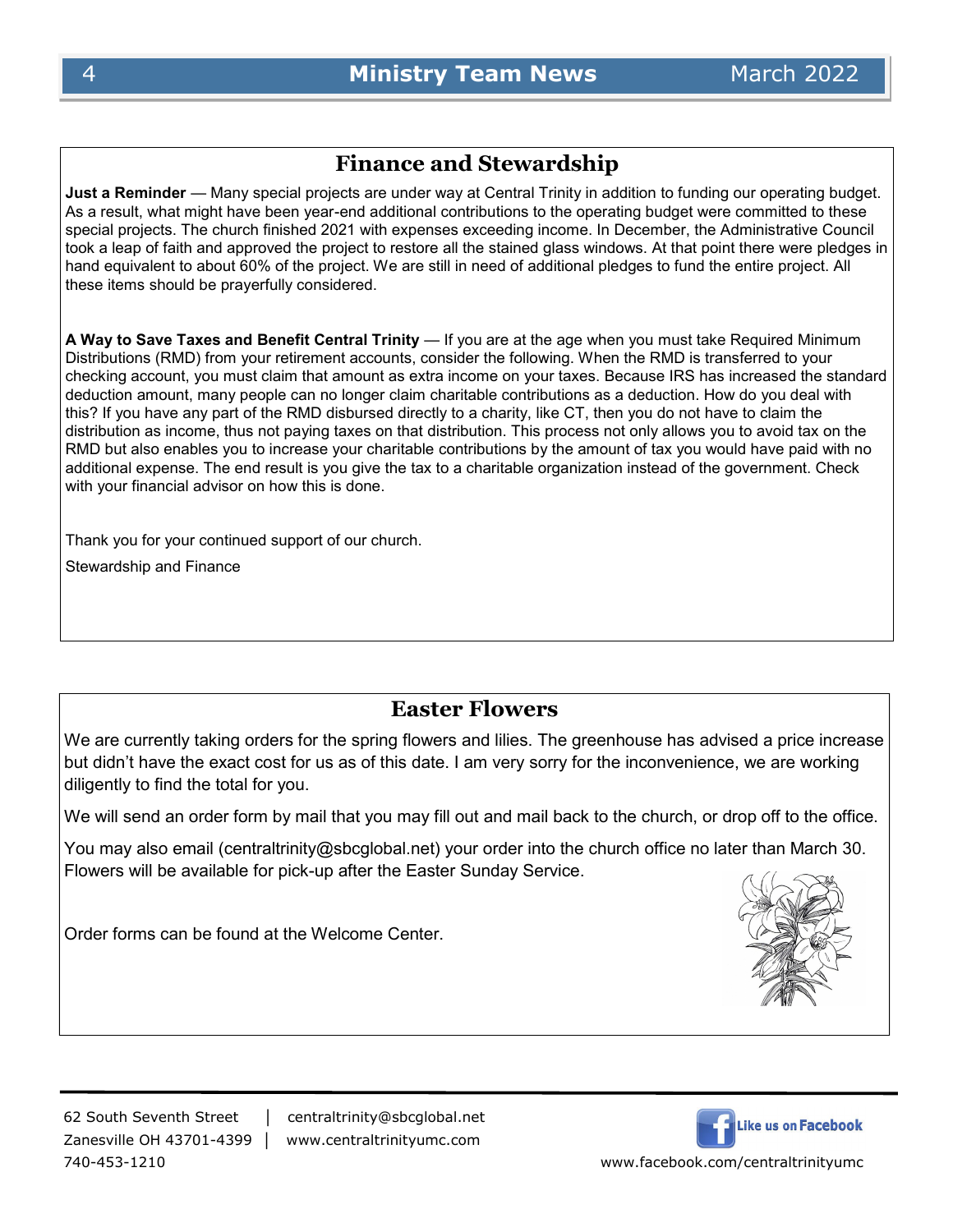## Finance and Stewardship

**Just a Reminder** — Many special projects are under way at Central Trinity in addition to funding our operating budget. As a result, what might have been year-end additional contributions to the operating budget were committed to these special projects. The church finished 2021 with expenses exceeding income. In December, the Administrative Council took a leap of faith and approved the project to restore all the stained glass windows. At that point there were pledges in hand equivalent to about 60% of the project. We are still in need of additional pledges to fund the entire project. All these items should be prayerfully considered.

**A Way to Save Taxes and Benefit Central Trinity** — If you are at the age when you must take Required Minimum Distributions (RMD) from your retirement accounts, consider the following. When the RMD is transferred to your checking account, you must claim that amount as extra income on your taxes. Because IRS has increased the standard deduction amount, many people can no longer claim charitable contributions as a deduction. How do you deal with this? If you have any part of the RMD disbursed directly to a charity, like CT, then you do not have to claim the distribution as income, thus not paying taxes on that distribution. This process not only allows you to avoid tax on the RMD but also enables you to increase your charitable contributions by the amount of tax you would have paid with no additional expense. The end result is you give the tax to a charitable organization instead of the government. Check with your financial advisor on how this is done.

Thank you for your continued support of our church.

Stewardship and Finance

## Easter Flowers

We are currently taking orders for the spring flowers and lilies. The greenhouse has advised a price increase but didn't have the exact cost for us as of this date. I am very sorry for the inconvenience, we are working diligently to find the total for you.

We will send an order form by mail that you may fill out and mail back to the church, or drop off to the office.

You may also email (centraltrinity@sbcglobal.net) your order into the church office no later than March 30. Flowers will be available for pick-up after the Easter Sunday Service.

Order forms can be found at the Welcome Center.

62 South Seventh Street | centraltrinity@sbcglobal.net
Zanesville OH 43701-4399 | www.centraltrinityumc.com
740-453-1210

Like us on Facebook
www.facebook.com/centraltrinityumc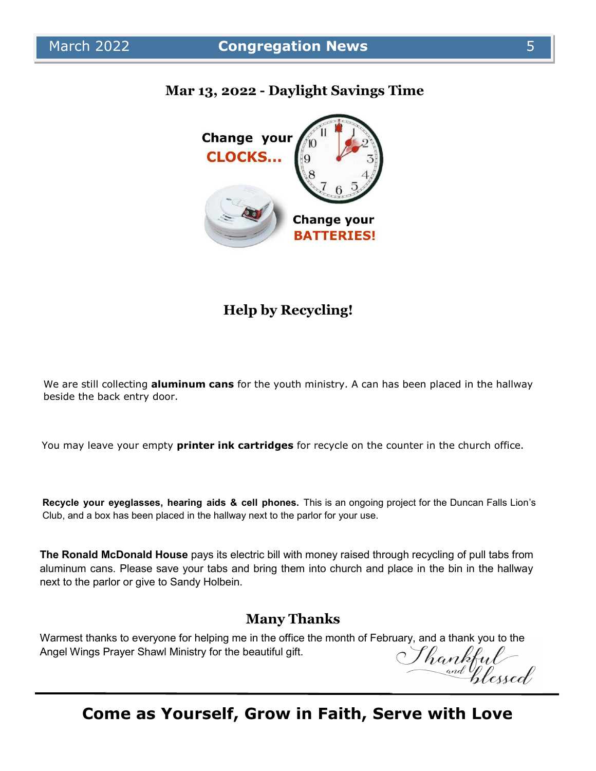## Mar 13, 2022 - Daylight Savings Time

Change your **CLOCKS...**

Change your **BATTERIES!**

## Help by Recycling!

We are still collecting **aluminum cans** for the youth ministry. A can has been placed in the hallway beside the back entry door.

You may leave your empty **printer ink cartridges** for recycle on the counter in the church office.

**Recycle your eyeglasses, hearing aids & cell phones.** This is an ongoing project for the Duncan Falls Lion's Club, and a box has been placed in the hallway next to the parlor for your use.

**The Ronald McDonald House** pays its electric bill with money raised through recycling of pull tabs from aluminum cans. Please save your tabs and bring them into church and place in the bin in the hallway next to the parlor or give to Sandy Holbein.

## Many Thanks

Warmest thanks to everyone for helping me in the office the month of February, and a thank you to the Angel Wings Prayer Shawl Ministry for the beautiful gift.

*Thankful and blessed*

**Come as Yourself, Grow in Faith, Serve with Love**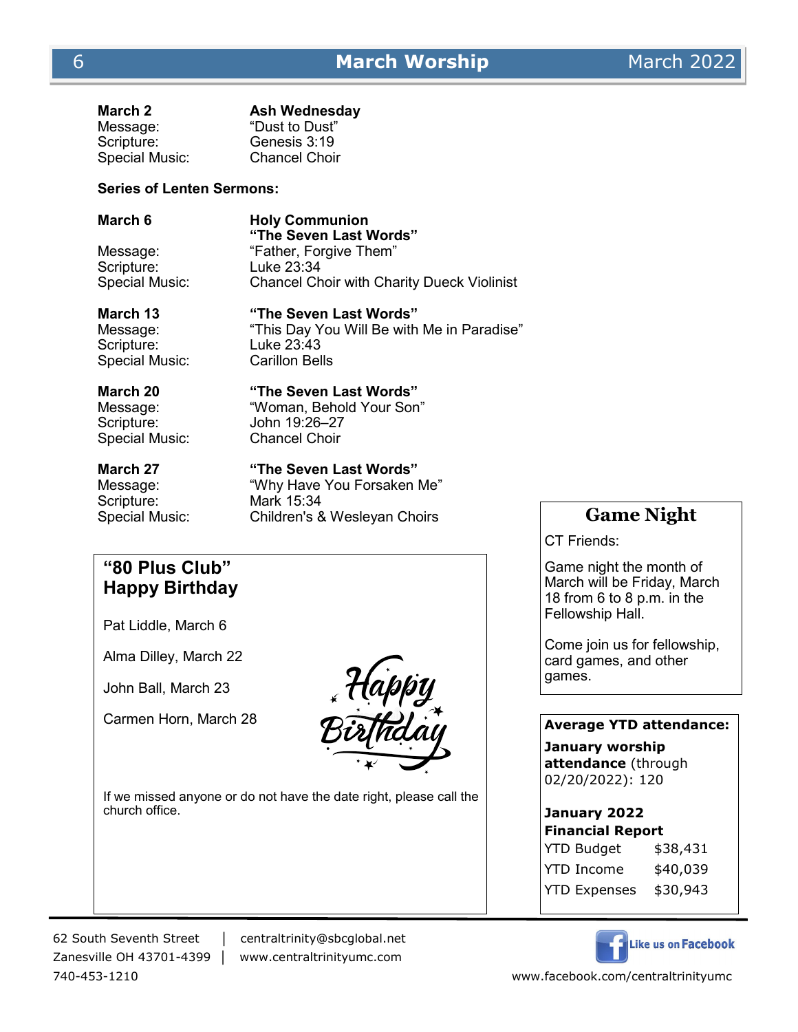# March Worship

**March 2** — **Ash Wednesday**
Message: "Dust to Dust"
Scripture: Genesis 3:19
Special Music: Chancel Choir

**Series of Lenten Sermons:**

**March 6** — **Holy Communion**
**"The Seven Last Words"**
Message: "Father, Forgive Them"
Scripture: Luke 23:34
Special Music: Chancel Choir with Charity Dueck Violinist

**March 13** — **"The Seven Last Words"**
Message: "This Day You Will Be with Me in Paradise"
Scripture: Luke 23:43
Special Music: Carillon Bells

**March 20** — **"The Seven Last Words"**
Message: "Woman, Behold Your Son"
Scripture: John 19:26–27
Special Music: Chancel Choir

**March 27** — **"The Seven Last Words"**
Message: "Why Have You Forsaken Me"
Scripture: Mark 15:34
Special Music: Children's & Wesleyan Choirs

## "80 Plus Club" Happy Birthday

Pat Liddle, March 6

Alma Dilley, March 22

John Ball, March 23

Carmen Horn, March 28

Happy Birthday

If we missed anyone or do not have the date right, please call the church office.

## Game Night

CT Friends:

Game night the month of March will be Friday, March 18 from 6 to 8 p.m. in the Fellowship Hall.

Come join us for fellowship, card games, and other games.

**Average YTD attendance:**

**January worship attendance** (through 02/20/2022): 120

**January 2022 Financial Report**

| | |
|---|---|
| YTD Budget | $38,431 |
| YTD Income | $40,039 |
| YTD Expenses | $30,943 |

62 South Seventh Street | centraltrinity@sbcglobal.net
Zanesville OH 43701-4399 | www.centraltrinityumc.com
740-453-1210

Like us on Facebook
www.facebook.com/centraltrinityumc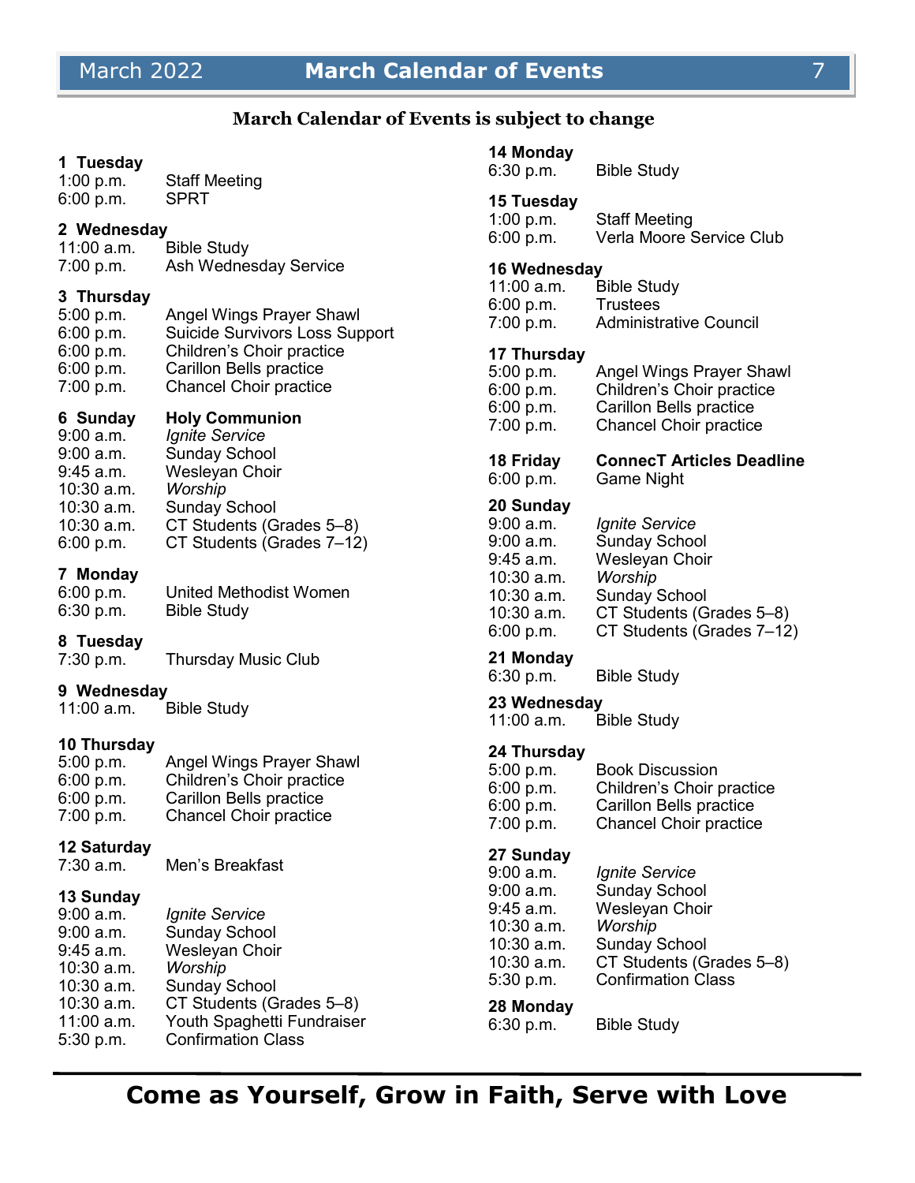# March Calendar of Events

**March Calendar of Events is subject to change**

**1 Tuesday**
1:00 p.m. Staff Meeting
6:00 p.m. SPRT

**2 Wednesday**
11:00 a.m. Bible Study
7:00 p.m. Ash Wednesday Service

**3 Thursday**
5:00 p.m. Angel Wings Prayer Shawl
6:00 p.m. Suicide Survivors Loss Support
6:00 p.m. Children's Choir practice
6:00 p.m. Carillon Bells practice
7:00 p.m. Chancel Choir practice

**6 Sunday** **Holy Communion**
9:00 a.m. *Ignite Service*
9:00 a.m. Sunday School
9:45 a.m. Wesleyan Choir
10:30 a.m. *Worship*
10:30 a.m. Sunday School
10:30 a.m. CT Students (Grades 5–8)
6:00 p.m. CT Students (Grades 7–12)

**7 Monday**
6:00 p.m. United Methodist Women
6:30 p.m. Bible Study

**8 Tuesday**
7:30 p.m. Thursday Music Club

**9 Wednesday**
11:00 a.m. Bible Study

**10 Thursday**
5:00 p.m. Angel Wings Prayer Shawl
6:00 p.m. Children's Choir practice
6:00 p.m. Carillon Bells practice
7:00 p.m. Chancel Choir practice

**12 Saturday**
7:30 a.m. Men's Breakfast

**13 Sunday**
9:00 a.m. *Ignite Service*
9:00 a.m. Sunday School
9:45 a.m. Wesleyan Choir
10:30 a.m. *Worship*
10:30 a.m. Sunday School
10:30 a.m. CT Students (Grades 5–8)
11:00 a.m. Youth Spaghetti Fundraiser
5:30 p.m. Confirmation Class

**14 Monday**
6:30 p.m. Bible Study

**15 Tuesday**
1:00 p.m. Staff Meeting
6:00 p.m. Verla Moore Service Club

**16 Wednesday**
11:00 a.m. Bible Study
6:00 p.m. Trustees
7:00 p.m. Administrative Council

**17 Thursday**
5:00 p.m. Angel Wings Prayer Shawl
6:00 p.m. Children's Choir practice
6:00 p.m. Carillon Bells practice
7:00 p.m. Chancel Choir practice

**18 Friday** **ConnecT Articles Deadline**
6:00 p.m. Game Night

**20 Sunday**
9:00 a.m. *Ignite Service*
9:00 a.m. Sunday School
9:45 a.m. Wesleyan Choir
10:30 a.m. *Worship*
10:30 a.m. Sunday School
10:30 a.m. CT Students (Grades 5–8)
6:00 p.m. CT Students (Grades 7–12)

**21 Monday**
6:30 p.m. Bible Study

**23 Wednesday**
11:00 a.m. Bible Study

**24 Thursday**
5:00 p.m. Book Discussion
6:00 p.m. Children's Choir practice
6:00 p.m. Carillon Bells practice
7:00 p.m. Chancel Choir practice

**27 Sunday**
9:00 a.m. *Ignite Service*
9:00 a.m. Sunday School
9:45 a.m. Wesleyan Choir
10:30 a.m. *Worship*
10:30 a.m. Sunday School
10:30 a.m. CT Students (Grades 5–8)
5:30 p.m. Confirmation Class

**28 Monday**
6:30 p.m. Bible Study

**Come as Yourself, Grow in Faith, Serve with Love**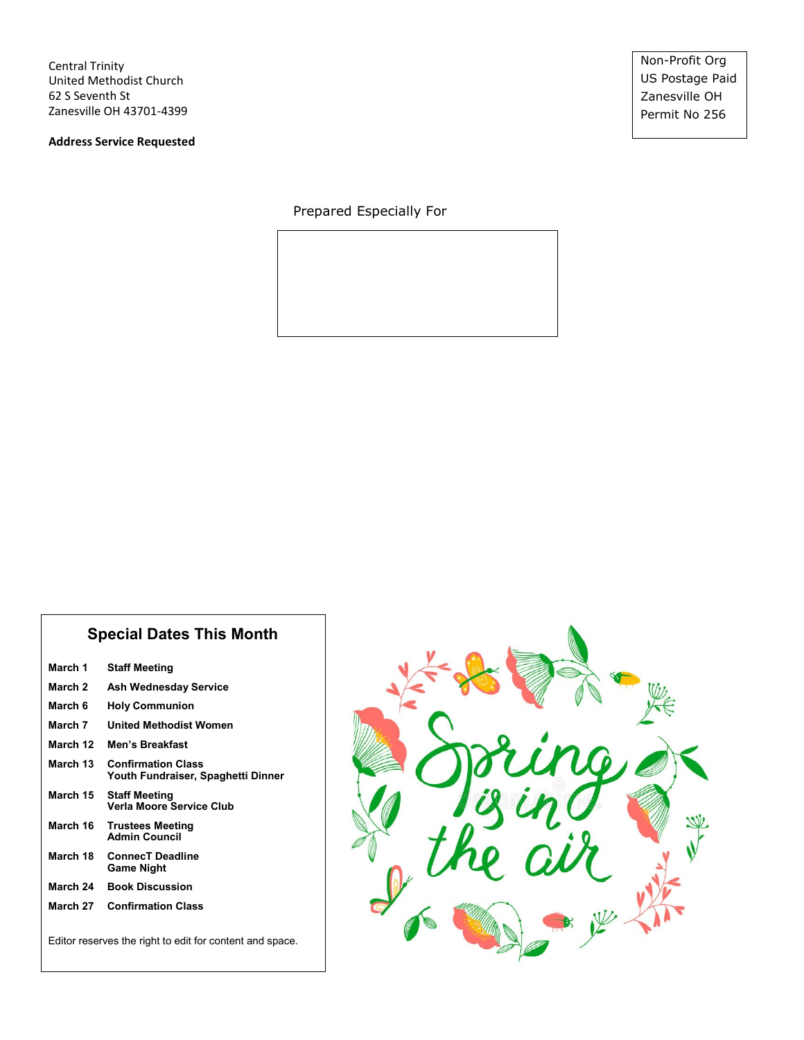Central Trinity
United Methodist Church
62 S Seventh St
Zanesville OH 43701-4399

**Address Service Requested**

Non-Profit Org
US Postage Paid
Zanesville OH
Permit No 256

Prepared Especially For

## Special Dates This Month

| | |
|---|---|
| **March 1** | **Staff Meeting** |
| **March 2** | **Ash Wednesday Service** |
| **March 6** | **Holy Communion** |
| **March 7** | **United Methodist Women** |
| **March 12** | **Men's Breakfast** |
| **March 13** | **Confirmation Class**<br>**Youth Fundraiser, Spaghetti Dinner** |
| **March 15** | **Staff Meeting**<br>**Verla Moore Service Club** |
| **March 16** | **Trustees Meeting**<br>**Admin Council** |
| **March 18** | **ConnecT Deadline**<br>**Game Night** |
| **March 24** | **Book Discussion** |
| **March 27** | **Confirmation Class** |

Editor reserves the right to edit for content and space.

Spring is in the air